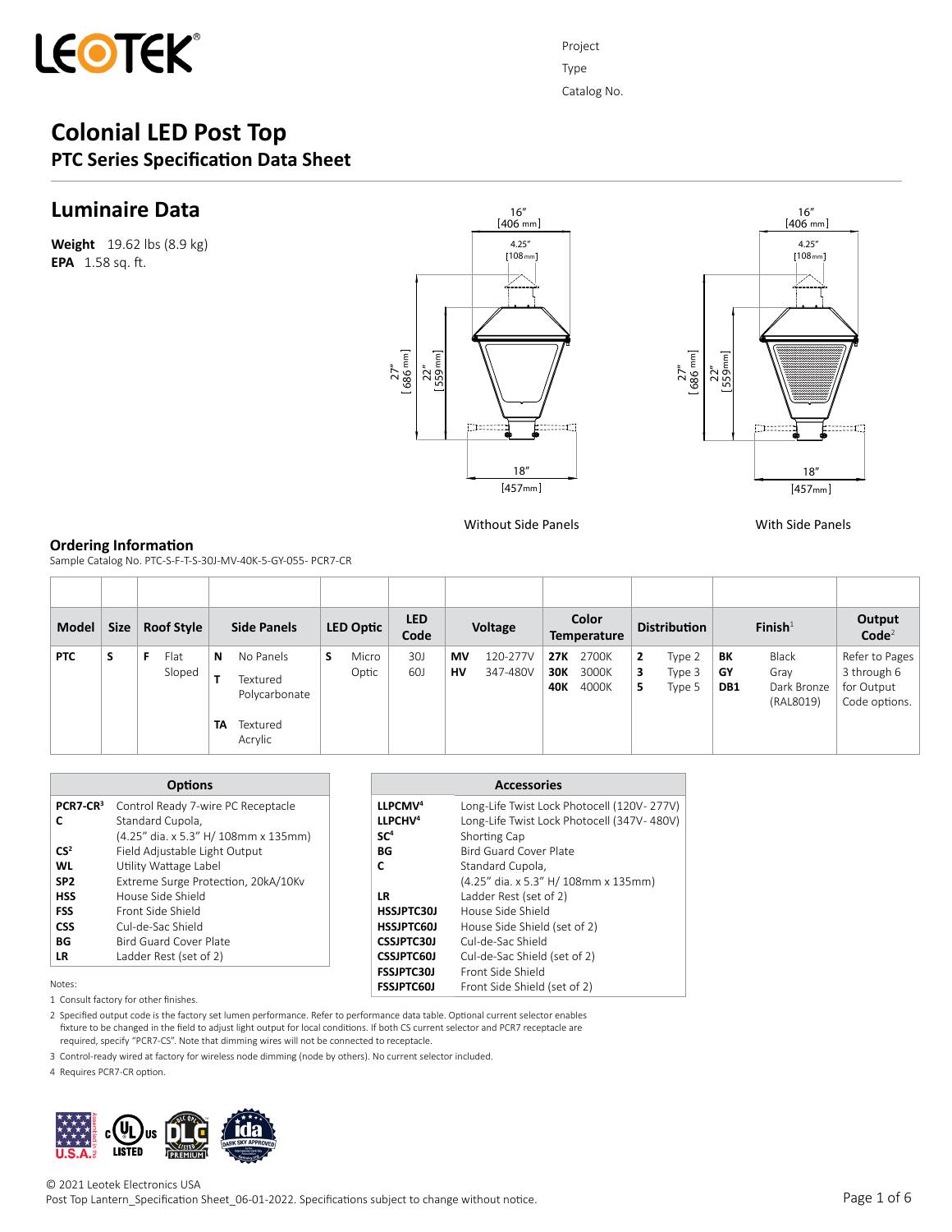LEOTEK

Project

Type

Catalog No.

# Colonial LED Post Top

## PTC Series Specification Data Sheet

## Luminaire Data

**Weight** 19.62 lbs (8.9 kg)
**EPA** 1.58 sq. ft.

16″ [406 mm]
4.25″ [108 mm]
27″ [686 mm]
22″ [559 mm]
18″ [457 mm]

Without Side Panels

With Side Panels

### Ordering Information

Sample Catalog No. PTC-S-F-T-S-30J-MV-40K-5-GY-055- PCR7-CR

| Model | Size | Roof Style | Side Panels | LED Optic | LED Code | Voltage | Color Temperature | Distribution | Finish[1] | Output Code[2] |
|---|---|---|---|---|---|---|---|---|---|---|
| **PTC** | **S** | **F** Flat Sloped | **N** No Panels<br>**T** Textured Polycarbonate<br>**TA** Textured Acrylic | **S** Micro Optic | 30J<br>60J | **MV** 120-277V<br>**HV** 347-480V | **27K** 2700K<br>**30K** 3000K<br>**40K** 4000K | **2** Type 2<br>**3** Type 3<br>**5** Type 5 | **BK** Black<br>**GY** Gray<br>**DB1** Dark Bronze (RAL8019) | Refer to Pages 3 through 6 for Output Code options. |

| Options | |
|---|---|
| **PCR7-CR**[3] | Control Ready 7-wire PC Receptacle |
| **C** | Standard Cupola, (4.25” dia. x 5.3” H/ 108mm x 135mm) |
| **CS**[2] | Field Adjustable Light Output |
| **WL** | Utility Wattage Label |
| **SP2** | Extreme Surge Protection, 20kA/10Kv |
| **HSS** | House Side Shield |
| **FSS** | Front Side Shield |
| **CSS** | Cul-de-Sac Shield |
| **BG** | Bird Guard Cover Plate |
| **LR** | Ladder Rest (set of 2) |

| Accessories | |
|---|---|
| **LLPCMV**[4] | Long-Life Twist Lock Photocell (120V- 277V) |
| **LLPCHV**[4] | Long-Life Twist Lock Photocell (347V- 480V) |
| **SC**[4] | Shorting Cap |
| **BG** | Bird Guard Cover Plate |
| **C** | Standard Cupola, (4.25” dia. x 5.3” H/ 108mm x 135mm) |
| **LR** | Ladder Rest (set of 2) |
| **HSSJPTC30J** | House Side Shield |
| **HSSJPTC60J** | House Side Shield (set of 2) |
| **CSSJPTC30J** | Cul-de-Sac Shield |
| **CSSJPTC60J** | Cul-de-Sac Shield (set of 2) |
| **FSSJPTC30J** | Front Side Shield |
| **FSSJPTC60J** | Front Side Shield (set of 2) |

Notes:

1 Consult factory for other finishes.

2 Specified output code is the factory set lumen performance. Refer to performance data table. Optional current selector enables fixture to be changed in the field to adjust light output for local conditions. If both CS current selector and PCR7 receptacle are required, specify “PCR7-CS”. Note that dimming wires will not be connected to receptacle.

3 Control-ready wired at factory for wireless node dimming (node by others). No current selector included.

4 Requires PCR7-CR option.

© 2021 Leotek Electronics USA
Post Top Lantern_Specification Sheet_06-01-2022. Specifications subject to change without notice.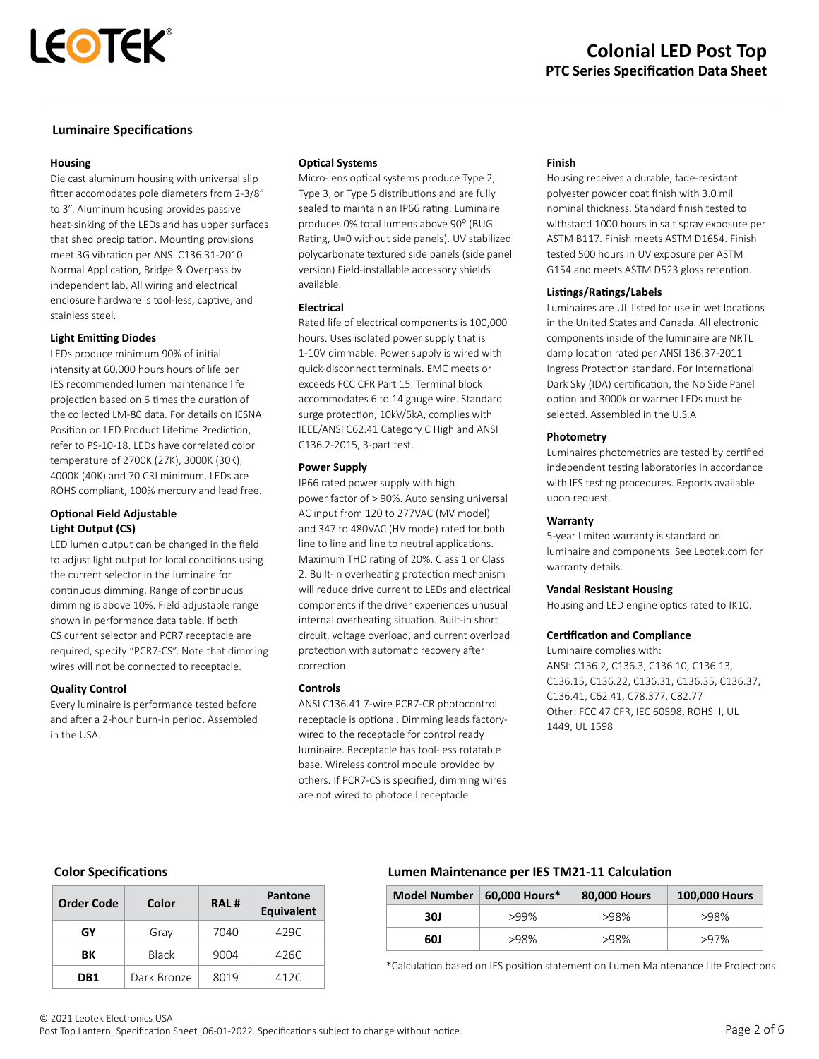# Colonial LED Post Top

## PTC Series Specification Data Sheet

## Luminaire Specifications

### Housing

Die cast aluminum housing with universal slip fitter accomodates pole diameters from 2-3/8" to 3". Aluminum housing provides passive heat-sinking of the LEDs and has upper surfaces that shed precipitation. Mounting provisions meet 3G vibration per ANSI C136.31-2010 Normal Application, Bridge & Overpass by independent lab. All wiring and electrical enclosure hardware is tool-less, captive, and stainless steel.

### Light Emitting Diodes

LEDs produce minimum 90% of initial intensity at 60,000 hours hours of life per IES recommended lumen maintenance life projection based on 6 times the duration of the collected LM-80 data. For details on IESNA Position on LED Product Lifetime Prediction, refer to PS-10-18. LEDs have correlated color temperature of 2700K (27K), 3000K (30K), 4000K (40K) and 70 CRI minimum. LEDs are ROHS compliant, 100% mercury and lead free.

### Optional Field Adjustable Light Output (CS)

LED lumen output can be changed in the field to adjust light output for local conditions using the current selector in the luminaire for continuous dimming. Range of continuous dimming is above 10%. Field adjustable range shown in performance data table. If both CS current selector and PCR7 receptacle are required, specify "PCR7-CS". Note that dimming wires will not be connected to receptacle.

### Quality Control

Every luminaire is performance tested before and after a 2-hour burn-in period. Assembled in the USA.

### Optical Systems

Micro-lens optical systems produce Type 2, Type 3, or Type 5 distributions and are fully sealed to maintain an IP66 rating. Luminaire produces 0% total lumens above 90° (BUG Rating, U=0 without side panels). UV stabilized polycarbonate textured side panels (side panel version) Field-installable accessory shields available.

### Electrical

Rated life of electrical components is 100,000 hours. Uses isolated power supply that is 1-10V dimmable. Power supply is wired with quick-disconnect terminals. EMC meets or exceeds FCC CFR Part 15. Terminal block accommodates 6 to 14 gauge wire. Standard surge protection, 10kV/5kA, complies with IEEE/ANSI C62.41 Category C High and ANSI C136.2-2015, 3-part test.

### Power Supply

IP66 rated power supply with high power factor of > 90%. Auto sensing universal AC input from 120 to 277VAC (MV model) and 347 to 480VAC (HV mode) rated for both line to line and line to neutral applications. Maximum THD rating of 20%. Class 1 or Class 2. Built-in overheating protection mechanism will reduce drive current to LEDs and electrical components if the driver experiences unusual internal overheating situation. Built-in short circuit, voltage overload, and current overload protection with automatic recovery after correction.

### Controls

ANSI C136.41 7-wire PCR7-CR photocontrol receptacle is optional. Dimming leads factory-wired to the receptacle for control ready luminaire. Receptacle has tool-less rotatable base. Wireless control module provided by others. If PCR7-CS is specified, dimming wires are not wired to photocell receptacle

### Finish

Housing receives a durable, fade-resistant polyester powder coat finish with 3.0 mil nominal thickness. Standard finish tested to withstand 1000 hours in salt spray exposure per ASTM B117. Finish meets ASTM D1654. Finish tested 500 hours in UV exposure per ASTM G154 and meets ASTM D523 gloss retention.

### Listings/Ratings/Labels

Luminaires are UL listed for use in wet locations in the United States and Canada. All electronic components inside of the luminaire are NRTL damp location rated per ANSI 136.37-2011 Ingress Protection standard. For International Dark Sky (IDA) certification, the No Side Panel option and 3000k or warmer LEDs must be selected. Assembled in the U.S.A

### Photometry

Luminaires photometrics are tested by certified independent testing laboratories in accordance with IES testing procedures. Reports available upon request.

### Warranty

5-year limited warranty is standard on luminaire and components. See Leotek.com for warranty details.

### Vandal Resistant Housing

Housing and LED engine optics rated to IK10.

### Certification and Compliance

Luminaire complies with:
ANSI: C136.2, C136.3, C136.10, C136.13, C136.15, C136.22, C136.31, C136.35, C136.37, C136.41, C62.41, C78.377, C82.77
Other: FCC 47 CFR, IEC 60598, ROHS II, UL 1449, UL 1598

## Color Specifications

| Order Code | Color | RAL # | Pantone Equivalent |
|---|---|---|---|
| GY | Gray | 7040 | 429C |
| BK | Black | 9004 | 426C |
| DB1 | Dark Bronze | 8019 | 412C |

## Lumen Maintenance per IES TM21-11 Calculation

| Model Number | 60,000 Hours* | 80,000 Hours | 100,000 Hours |
|---|---|---|---|
| 30J | >99% | >98% | >98% |
| 60J | >98% | >98% | >97% |

*Calculation based on IES position statement on Lumen Maintenance Life Projections

© 2021 Leotek Electronics USA
Post Top Lantern_Specification Sheet_06-01-2022. Specifications subject to change without notice.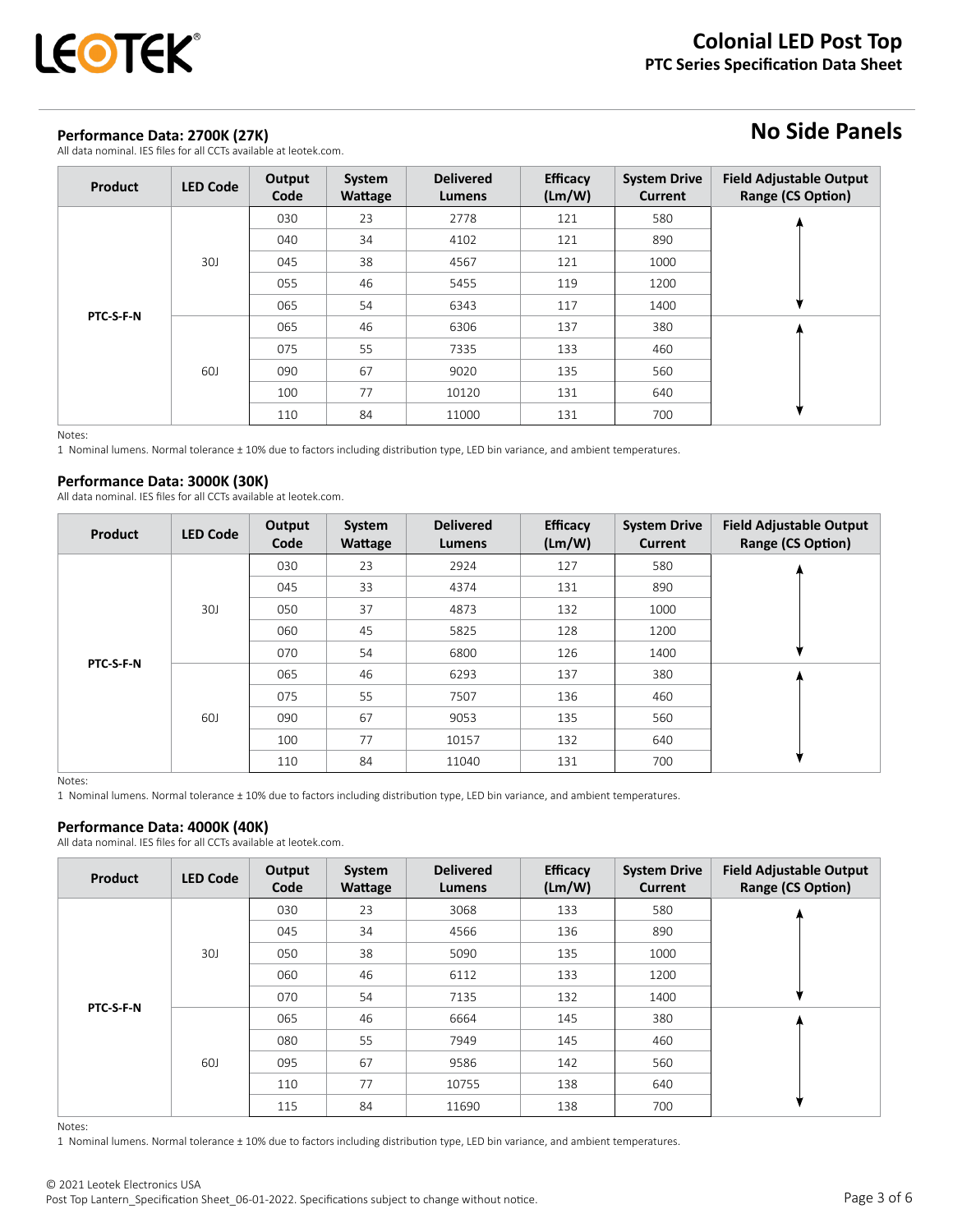## No Side Panels

### Performance Data: 2700K (27K)

All data nominal. IES files for all CCTs available at leotek.com.

| Product | LED Code | Output Code | System Wattage | Delivered Lumens | Efficacy (Lm/W) | System Drive Current | Field Adjustable Output Range (CS Option) |
|---|---|---|---|---|---|---|---|
| PTC-S-F-N | 30J | 030 | 23 | 2778 | 121 | 580 | ↕ |
| | | 040 | 34 | 4102 | 121 | 890 | |
| | | 045 | 38 | 4567 | 121 | 1000 | |
| | | 055 | 46 | 5455 | 119 | 1200 | |
| | | 065 | 54 | 6343 | 117 | 1400 | |
| | 60J | 065 | 46 | 6306 | 137 | 380 | ↕ |
| | | 075 | 55 | 7335 | 133 | 460 | |
| | | 090 | 67 | 9020 | 135 | 560 | |
| | | 100 | 77 | 10120 | 131 | 640 | |
| | | 110 | 84 | 11000 | 131 | 700 | |

Notes:

1 Nominal lumens. Normal tolerance ± 10% due to factors including distribution type, LED bin variance, and ambient temperatures.

### Performance Data: 3000K (30K)

All data nominal. IES files for all CCTs available at leotek.com.

| Product | LED Code | Output Code | System Wattage | Delivered Lumens | Efficacy (Lm/W) | System Drive Current | Field Adjustable Output Range (CS Option) |
|---|---|---|---|---|---|---|---|
| PTC-S-F-N | 30J | 030 | 23 | 2924 | 127 | 580 | ↕ |
| | | 045 | 33 | 4374 | 131 | 890 | |
| | | 050 | 37 | 4873 | 132 | 1000 | |
| | | 060 | 45 | 5825 | 128 | 1200 | |
| | | 070 | 54 | 6800 | 126 | 1400 | |
| | 60J | 065 | 46 | 6293 | 137 | 380 | ↕ |
| | | 075 | 55 | 7507 | 136 | 460 | |
| | | 090 | 67 | 9053 | 135 | 560 | |
| | | 100 | 77 | 10157 | 132 | 640 | |
| | | 110 | 84 | 11040 | 131 | 700 | |

Notes:

1 Nominal lumens. Normal tolerance ± 10% due to factors including distribution type, LED bin variance, and ambient temperatures.

### Performance Data: 4000K (40K)

All data nominal. IES files for all CCTs available at leotek.com.

| Product | LED Code | Output Code | System Wattage | Delivered Lumens | Efficacy (Lm/W) | System Drive Current | Field Adjustable Output Range (CS Option) |
|---|---|---|---|---|---|---|---|
| PTC-S-F-N | 30J | 030 | 23 | 3068 | 133 | 580 | ↕ |
| | | 045 | 34 | 4566 | 136 | 890 | |
| | | 050 | 38 | 5090 | 135 | 1000 | |
| | | 060 | 46 | 6112 | 133 | 1200 | |
| | | 070 | 54 | 7135 | 132 | 1400 | |
| | 60J | 065 | 46 | 6664 | 145 | 380 | ↕ |
| | | 080 | 55 | 7949 | 145 | 460 | |
| | | 095 | 67 | 9586 | 142 | 560 | |
| | | 110 | 77 | 10755 | 138 | 640 | |
| | | 115 | 84 | 11690 | 138 | 700 | |

Notes:

1 Nominal lumens. Normal tolerance ± 10% due to factors including distribution type, LED bin variance, and ambient temperatures.

© 2021 Leotek Electronics USA

Post Top Lantern_Specification Sheet_06-01-2022. Specifications subject to change without notice.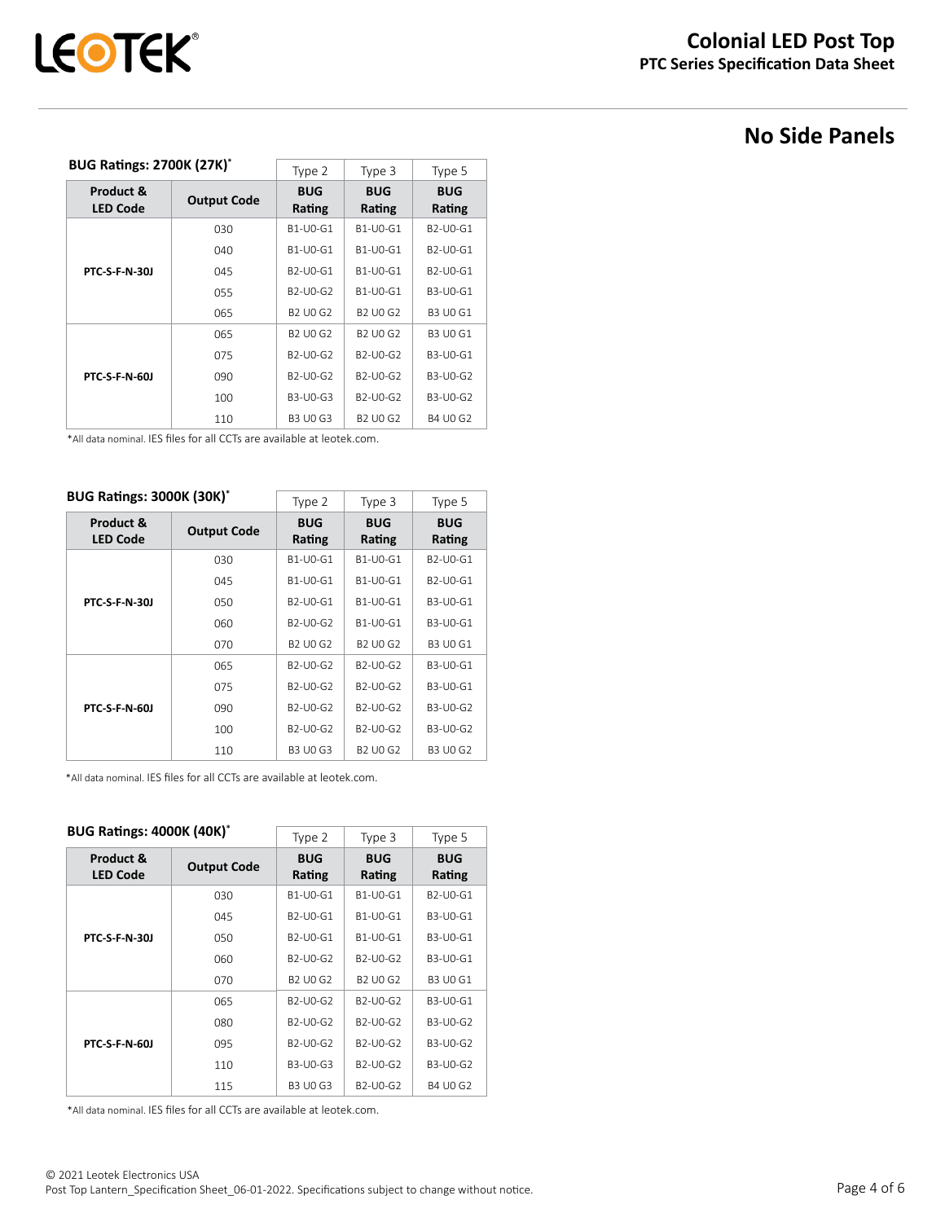## No Side Panels

**BUG Ratings: 2700K (27K)***

| Product & LED Code | Output Code | Type 2 BUG Rating | Type 3 BUG Rating | Type 5 BUG Rating |
|---|---|---|---|---|
| PTC-S-F-N-30J | 030 | B1-U0-G1 | B1-U0-G1 | B2-U0-G1 |
| | 040 | B1-U0-G1 | B1-U0-G1 | B2-U0-G1 |
| | 045 | B2-U0-G1 | B1-U0-G1 | B2-U0-G1 |
| | 055 | B2-U0-G2 | B1-U0-G1 | B3-U0-G1 |
| | 065 | B2 U0 G2 | B2 U0 G2 | B3 U0 G1 |
| PTC-S-F-N-60J | 065 | B2 U0 G2 | B2 U0 G2 | B3 U0 G1 |
| | 075 | B2-U0-G2 | B2-U0-G2 | B3-U0-G1 |
| | 090 | B2-U0-G2 | B2-U0-G2 | B3-U0-G2 |
| | 100 | B3-U0-G3 | B2-U0-G2 | B3-U0-G2 |
| | 110 | B3 U0 G3 | B2 U0 G2 | B4 U0 G2 |

*All data nominal. IES files for all CCTs are available at leotek.com.

**BUG Ratings: 3000K (30K)***

| Product & LED Code | Output Code | Type 2 BUG Rating | Type 3 BUG Rating | Type 5 BUG Rating |
|---|---|---|---|---|
| PTC-S-F-N-30J | 030 | B1-U0-G1 | B1-U0-G1 | B2-U0-G1 |
| | 045 | B1-U0-G1 | B1-U0-G1 | B2-U0-G1 |
| | 050 | B2-U0-G1 | B1-U0-G1 | B3-U0-G1 |
| | 060 | B2-U0-G2 | B1-U0-G1 | B3-U0-G1 |
| | 070 | B2 U0 G2 | B2 U0 G2 | B3 U0 G1 |
| PTC-S-F-N-60J | 065 | B2-U0-G2 | B2-U0-G2 | B3-U0-G1 |
| | 075 | B2-U0-G2 | B2-U0-G2 | B3-U0-G1 |
| | 090 | B2-U0-G2 | B2-U0-G2 | B3-U0-G2 |
| | 100 | B2-U0-G2 | B2-U0-G2 | B3-U0-G2 |
| | 110 | B3 U0 G3 | B2 U0 G2 | B3 U0 G2 |

*All data nominal. IES files for all CCTs are available at leotek.com.

**BUG Ratings: 4000K (40K)***

| Product & LED Code | Output Code | Type 2 BUG Rating | Type 3 BUG Rating | Type 5 BUG Rating |
|---|---|---|---|---|
| PTC-S-F-N-30J | 030 | B1-U0-G1 | B1-U0-G1 | B2-U0-G1 |
| | 045 | B2-U0-G1 | B1-U0-G1 | B3-U0-G1 |
| | 050 | B2-U0-G1 | B1-U0-G1 | B3-U0-G1 |
| | 060 | B2-U0-G2 | B2-U0-G2 | B3-U0-G1 |
| | 070 | B2 U0 G2 | B2 U0 G2 | B3 U0 G1 |
| PTC-S-F-N-60J | 065 | B2-U0-G2 | B2-U0-G2 | B3-U0-G1 |
| | 080 | B2-U0-G2 | B2-U0-G2 | B3-U0-G2 |
| | 095 | B2-U0-G2 | B2-U0-G2 | B3-U0-G2 |
| | 110 | B3-U0-G3 | B2-U0-G2 | B3-U0-G2 |
| | 115 | B3 U0 G3 | B2-U0-G2 | B4 U0 G2 |

*All data nominal. IES files for all CCTs are available at leotek.com.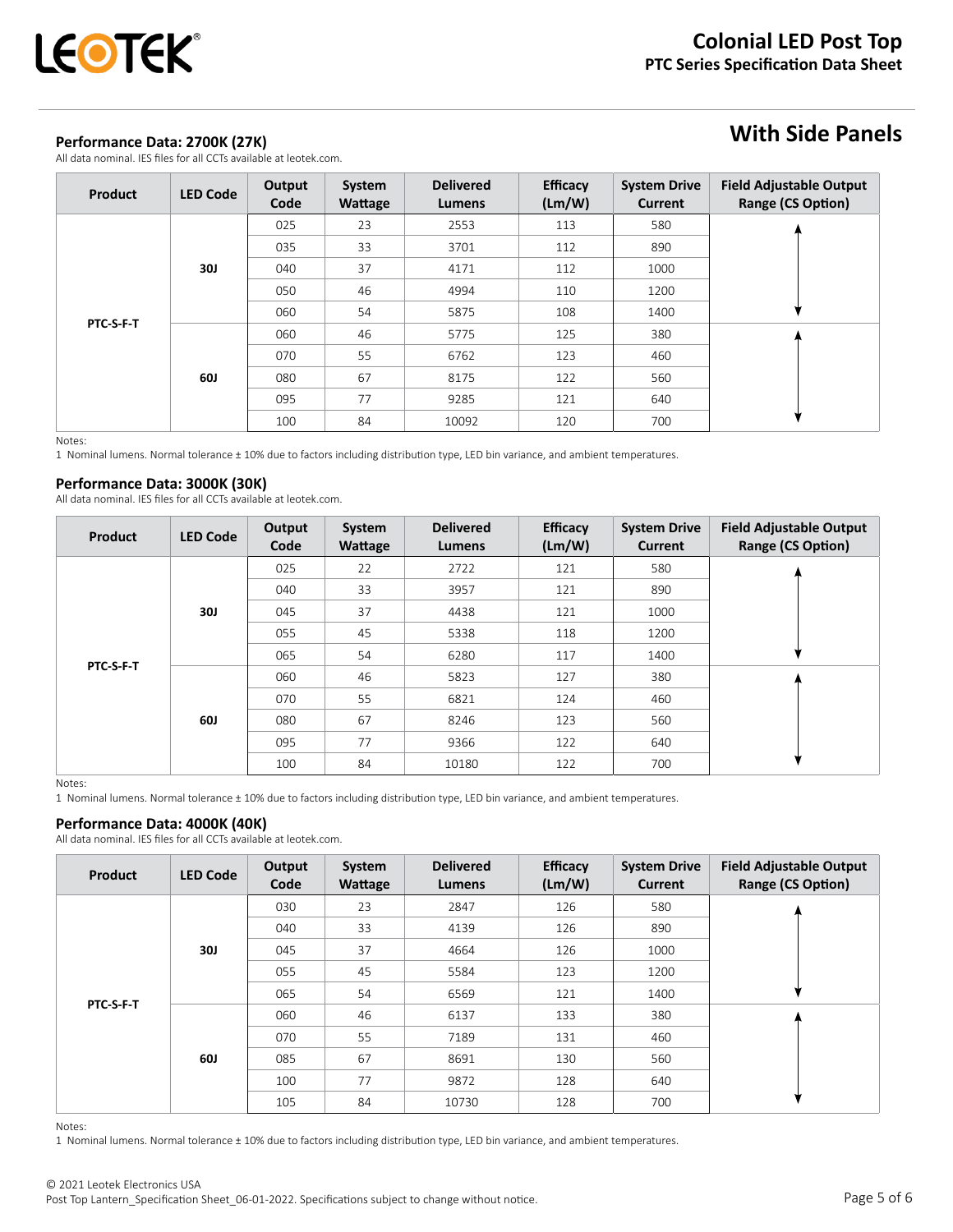## With Side Panels

### Performance Data: 2700K (27K)

All data nominal. IES files for all CCTs available at leotek.com.

| Product | LED Code | Output Code | System Wattage | Delivered Lumens | Efficacy (Lm/W) | System Drive Current | Field Adjustable Output Range (CS Option) |
|---|---|---|---|---|---|---|---|
| PTC-S-F-T | 30J | 025 | 23 | 2553 | 113 | 580 | ↕ |
| | | 035 | 33 | 3701 | 112 | 890 | |
| | | 040 | 37 | 4171 | 112 | 1000 | |
| | | 050 | 46 | 4994 | 110 | 1200 | |
| | | 060 | 54 | 5875 | 108 | 1400 | |
| | 60J | 060 | 46 | 5775 | 125 | 380 | ↕ |
| | | 070 | 55 | 6762 | 123 | 460 | |
| | | 080 | 67 | 8175 | 122 | 560 | |
| | | 095 | 77 | 9285 | 121 | 640 | |
| | | 100 | 84 | 10092 | 120 | 700 | |

Notes:
1 Nominal lumens. Normal tolerance ± 10% due to factors including distribution type, LED bin variance, and ambient temperatures.

### Performance Data: 3000K (30K)

All data nominal. IES files for all CCTs available at leotek.com.

| Product | LED Code | Output Code | System Wattage | Delivered Lumens | Efficacy (Lm/W) | System Drive Current | Field Adjustable Output Range (CS Option) |
|---|---|---|---|---|---|---|---|
| PTC-S-F-T | 30J | 025 | 22 | 2722 | 121 | 580 | ↕ |
| | | 040 | 33 | 3957 | 121 | 890 | |
| | | 045 | 37 | 4438 | 121 | 1000 | |
| | | 055 | 45 | 5338 | 118 | 1200 | |
| | | 065 | 54 | 6280 | 117 | 1400 | |
| | 60J | 060 | 46 | 5823 | 127 | 380 | ↕ |
| | | 070 | 55 | 6821 | 124 | 460 | |
| | | 080 | 67 | 8246 | 123 | 560 | |
| | | 095 | 77 | 9366 | 122 | 640 | |
| | | 100 | 84 | 10180 | 122 | 700 | |

Notes:
1 Nominal lumens. Normal tolerance ± 10% due to factors including distribution type, LED bin variance, and ambient temperatures.

### Performance Data: 4000K (40K)

All data nominal. IES files for all CCTs available at leotek.com.

| Product | LED Code | Output Code | System Wattage | Delivered Lumens | Efficacy (Lm/W) | System Drive Current | Field Adjustable Output Range (CS Option) |
|---|---|---|---|---|---|---|---|
| PTC-S-F-T | 30J | 030 | 23 | 2847 | 126 | 580 | ↕ |
| | | 040 | 33 | 4139 | 126 | 890 | |
| | | 045 | 37 | 4664 | 126 | 1000 | |
| | | 055 | 45 | 5584 | 123 | 1200 | |
| | | 065 | 54 | 6569 | 121 | 1400 | |
| | 60J | 060 | 46 | 6137 | 133 | 380 | ↕ |
| | | 070 | 55 | 7189 | 131 | 460 | |
| | | 085 | 67 | 8691 | 130 | 560 | |
| | | 100 | 77 | 9872 | 128 | 640 | |
| | | 105 | 84 | 10730 | 128 | 700 | |

Notes:
1 Nominal lumens. Normal tolerance ± 10% due to factors including distribution type, LED bin variance, and ambient temperatures.

© 2021 Leotek Electronics USA
Post Top Lantern_Specification Sheet_06-01-2022. Specifications subject to change without notice.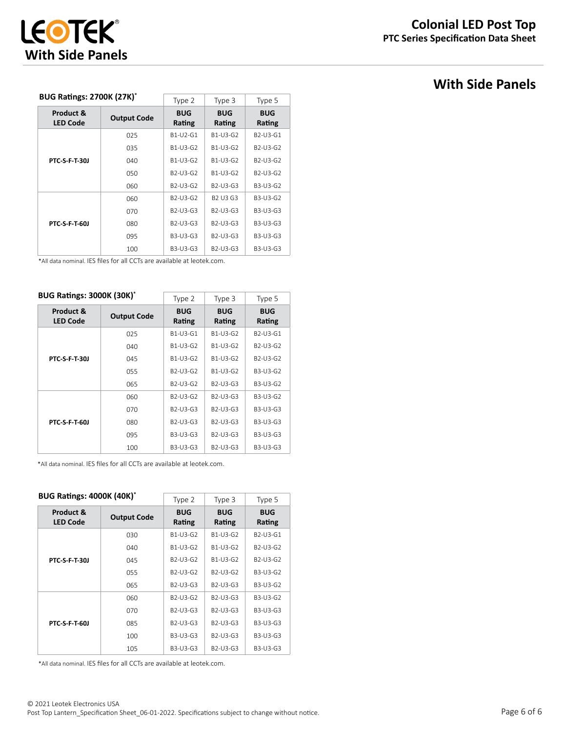## With Side Panels

**BUG Ratings: 2700K (27K)***

| Product & LED Code | Output Code | Type 2 BUG Rating | Type 3 BUG Rating | Type 5 BUG Rating |
|---|---|---|---|---|
| PTC-S-F-T-30J | 025 | B1-U2-G1 | B1-U3-G2 | B2-U3-G1 |
| | 035 | B1-U3-G2 | B1-U3-G2 | B2-U3-G2 |
| | 040 | B1-U3-G2 | B1-U3-G2 | B2-U3-G2 |
| | 050 | B2-U3-G2 | B1-U3-G2 | B2-U3-G2 |
| | 060 | B2-U3-G2 | B2-U3-G3 | B3-U3-G2 |
| PTC-S-F-T-60J | 060 | B2-U3-G2 | B2 U3 G3 | B3-U3-G2 |
| | 070 | B2-U3-G3 | B2-U3-G3 | B3-U3-G3 |
| | 080 | B2-U3-G3 | B2-U3-G3 | B3-U3-G3 |
| | 095 | B3-U3-G3 | B2-U3-G3 | B3-U3-G3 |
| | 100 | B3-U3-G3 | B2-U3-G3 | B3-U3-G3 |

*All data nominal. IES files for all CCTs are available at leotek.com.

**BUG Ratings: 3000K (30K)***

| Product & LED Code | Output Code | Type 2 BUG Rating | Type 3 BUG Rating | Type 5 BUG Rating |
|---|---|---|---|---|
| PTC-S-F-T-30J | 025 | B1-U3-G1 | B1-U3-G2 | B2-U3-G1 |
| | 040 | B1-U3-G2 | B1-U3-G2 | B2-U3-G2 |
| | 045 | B1-U3-G2 | B1-U3-G2 | B2-U3-G2 |
| | 055 | B2-U3-G2 | B1-U3-G2 | B3-U3-G2 |
| | 065 | B2-U3-G2 | B2-U3-G3 | B3-U3-G2 |
| PTC-S-F-T-60J | 060 | B2-U3-G2 | B2-U3-G3 | B3-U3-G2 |
| | 070 | B2-U3-G3 | B2-U3-G3 | B3-U3-G3 |
| | 080 | B2-U3-G3 | B2-U3-G3 | B3-U3-G3 |
| | 095 | B3-U3-G3 | B2-U3-G3 | B3-U3-G3 |
| | 100 | B3-U3-G3 | B2-U3-G3 | B3-U3-G3 |

*All data nominal. IES files for all CCTs are available at leotek.com.

**BUG Ratings: 4000K (40K)***

| Product & LED Code | Output Code | Type 2 BUG Rating | Type 3 BUG Rating | Type 5 BUG Rating |
|---|---|---|---|---|
| PTC-S-F-T-30J | 030 | B1-U3-G2 | B1-U3-G2 | B2-U3-G1 |
| | 040 | B1-U3-G2 | B1-U3-G2 | B2-U3-G2 |
| | 045 | B2-U3-G2 | B1-U3-G2 | B2-U3-G2 |
| | 055 | B2-U3-G2 | B2-U3-G2 | B3-U3-G2 |
| | 065 | B2-U3-G3 | B2-U3-G3 | B3-U3-G2 |
| PTC-S-F-T-60J | 060 | B2-U3-G2 | B2-U3-G3 | B3-U3-G2 |
| | 070 | B2-U3-G3 | B2-U3-G3 | B3-U3-G3 |
| | 085 | B2-U3-G3 | B2-U3-G3 | B3-U3-G3 |
| | 100 | B3-U3-G3 | B2-U3-G3 | B3-U3-G3 |
| | 105 | B3-U3-G3 | B2-U3-G3 | B3-U3-G3 |

*All data nominal. IES files for all CCTs are available at leotek.com.

© 2021 Leotek Electronics USA
Post Top Lantern_Specification Sheet_06-01-2022. Specifications subject to change without notice.